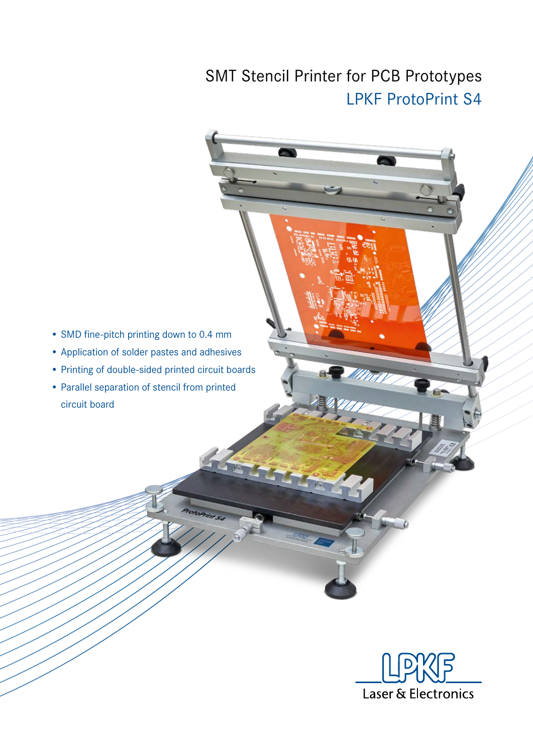# SMT Stencil Printer for PCB Prototypes

## LPKF ProtoPrint S4

- SMD fine-pitch printing down to 0.4 mm
- Application of solder pastes and adhesives
- Printing of double-sided printed circuit boards
- Parallel separation of stencil from printed circuit board

LPKF Laser & Electronics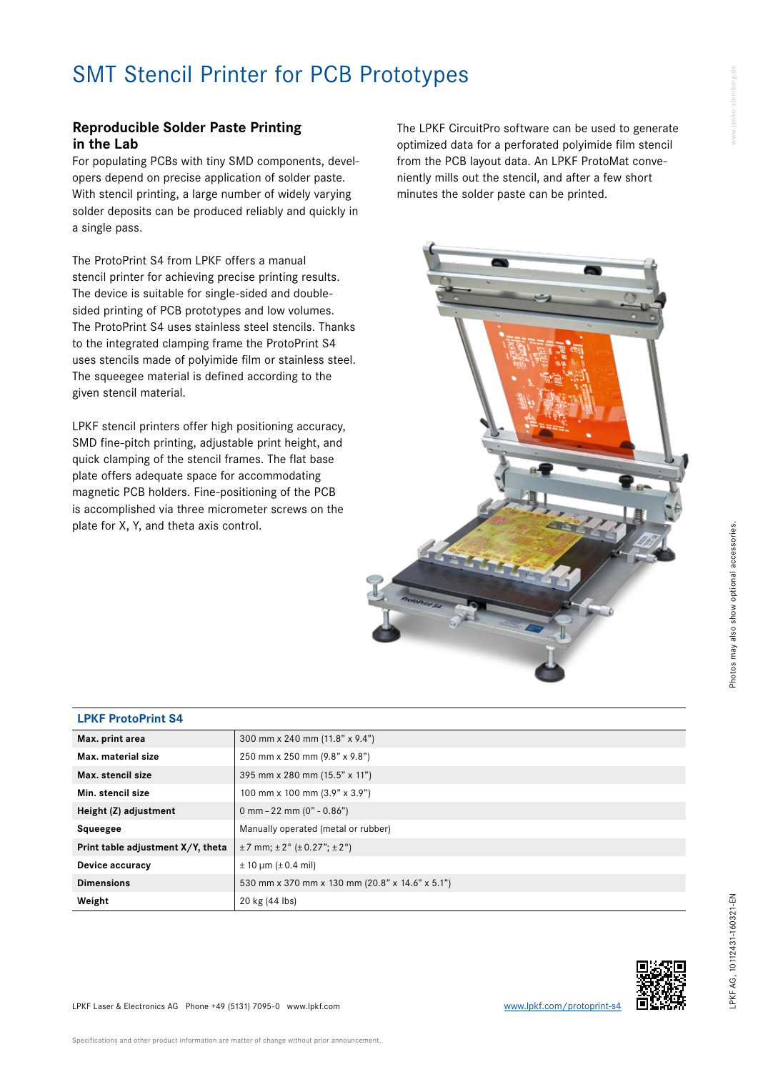# SMT Stencil Printer for PCB Prototypes

## Reproducible Solder Paste Printing in the Lab

For populating PCBs with tiny SMD components, developers depend on precise application of solder paste. With stencil printing, a large number of widely varying solder deposits can be produced reliably and quickly in a single pass.

The ProtoPrint S4 from LPKF offers a manual stencil printer for achieving precise printing results. The device is suitable for single-sided and double-sided printing of PCB prototypes and low volumes. The ProtoPrint S4 uses stainless steel stencils. Thanks to the integrated clamping frame the ProtoPrint S4 uses stencils made of polyimide film or stainless steel. The squeegee material is defined according to the given stencil material.

LPKF stencil printers offer high positioning accuracy, SMD fine-pitch printing, adjustable print height, and quick clamping of the stencil frames. The flat base plate offers adequate space for accommodating magnetic PCB holders. Fine-positioning of the PCB is accomplished via three micrometer screws on the plate for X, Y, and theta axis control.

The LPKF CircuitPro software can be used to generate optimized data for a perforated polyimide film stencil from the PCB layout data. An LPKF ProtoMat conveniently mills out the stencil, and after a few short minutes the solder paste can be printed.

Photos may also show optional accessories.

| LPKF ProtoPrint S4 | |
|---|---|
| **Max. print area** | 300 mm x 240 mm (11.8” x 9.4”) |
| **Max. material size** | 250 mm x 250 mm (9.8” x 9.8”) |
| **Max. stencil size** | 395 mm x 280 mm (15.5” x 11”) |
| **Min. stencil size** | 100 mm x 100 mm (3.9” x 3.9”) |
| **Height (Z) adjustment** | 0 mm – 22 mm (0” - 0.86”) |
| **Squeegee** | Manually operated (metal or rubber) |
| **Print table adjustment X/Y, theta** | ± 7 mm; ± 2° (± 0.27”; ± 2°) |
| **Device accuracy** | ± 10 µm (± 0.4 mil) |
| **Dimensions** | 530 mm x 370 mm x 130 mm (20.8” x 14.6” x 5.1”) |
| **Weight** | 20 kg (44 lbs) |

LPKF Laser & Electronics AG Phone +49 (5131) 7095-0 www.lpkf.com

www.lpkf.com/protoprint-s4

LPKF AG, 10112431-160321-EN

Specifications and other product information are matter of change without prior announcement.